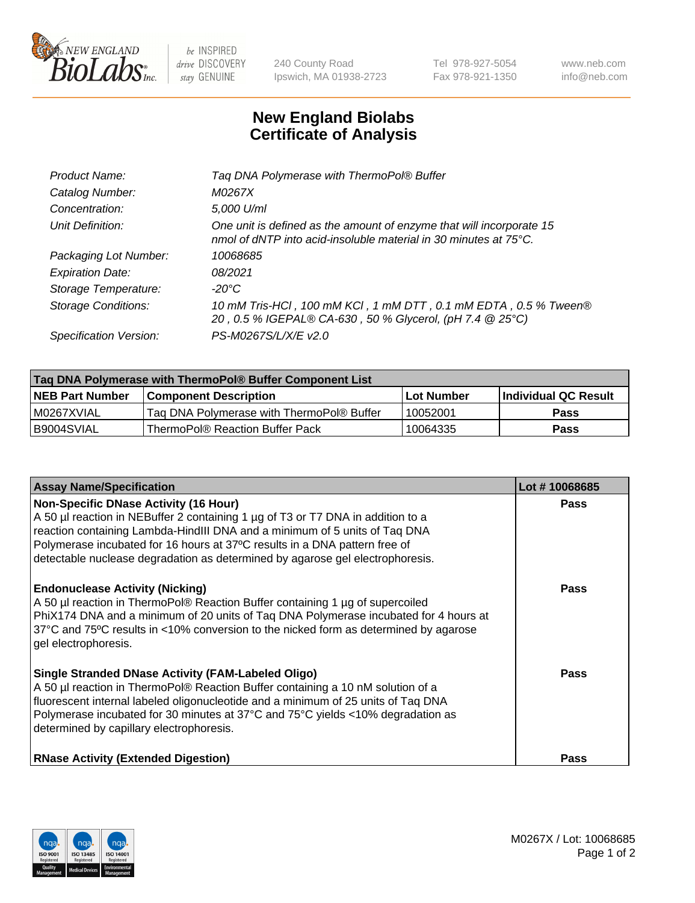New England BioLabs Inc. — be INSPIRED drive DISCOVERY stay GENUINE

240 County Road
Ipswich, MA 01938-2723

Tel 978-927-5054
Fax 978-921-1350

www.neb.com
info@neb.com

# New England Biolabs Certificate of Analysis

| | |
|---|---|
| *Product Name:* | *Taq DNA Polymerase with ThermoPol® Buffer* |
| *Catalog Number:* | *M0267X* |
| *Concentration:* | *5,000 U/ml* |
| *Unit Definition:* | *One unit is defined as the amount of enzyme that will incorporate 15 nmol of dNTP into acid-insoluble material in 30 minutes at 75°C.* |
| *Packaging Lot Number:* | *10068685* |
| *Expiration Date:* | *08/2021* |
| *Storage Temperature:* | *-20°C* |
| *Storage Conditions:* | *10 mM Tris-HCl , 100 mM KCl , 1 mM DTT , 0.1 mM EDTA , 0.5 % Tween® 20 , 0.5 % IGEPAL® CA-630 , 50 % Glycerol, (pH 7.4 @ 25°C)* |
| *Specification Version:* | *PS-M0267S/L/X/E v2.0* |

| Taq DNA Polymerase with ThermoPol® Buffer Component List | | | |
|---|---|---|---|
| **NEB Part Number** | **Component Description** | **Lot Number** | **Individual QC Result** |
| M0267XVIAL | Taq DNA Polymerase with ThermoPol® Buffer | 10052001 | **Pass** |
| B9004SVIAL | ThermoPol® Reaction Buffer Pack | 10064335 | **Pass** |

| Assay Name/Specification | Lot # 10068685 |
|---|---|
| **Non-Specific DNase Activity (16 Hour)**<br>A 50 µl reaction in NEBuffer 2 containing 1 µg of T3 or T7 DNA in addition to a reaction containing Lambda-HindIII DNA and a minimum of 5 units of Taq DNA Polymerase incubated for 16 hours at 37ºC results in a DNA pattern free of detectable nuclease degradation as determined by agarose gel electrophoresis. | **Pass** |
| **Endonuclease Activity (Nicking)**<br>A 50 µl reaction in ThermoPol® Reaction Buffer containing 1 µg of supercoiled PhiX174 DNA and a minimum of 20 units of Taq DNA Polymerase incubated for 4 hours at 37°C and 75ºC results in <10% conversion to the nicked form as determined by agarose gel electrophoresis. | **Pass** |
| **Single Stranded DNase Activity (FAM-Labeled Oligo)**<br>A 50 µl reaction in ThermoPol® Reaction Buffer containing a 10 nM solution of a fluorescent internal labeled oligonucleotide and a minimum of 25 units of Taq DNA Polymerase incubated for 30 minutes at 37°C and 75°C yields <10% degradation as determined by capillary electrophoresis. | **Pass** |
| **RNase Activity (Extended Digestion)** | **Pass** |

M0267X / Lot: 10068685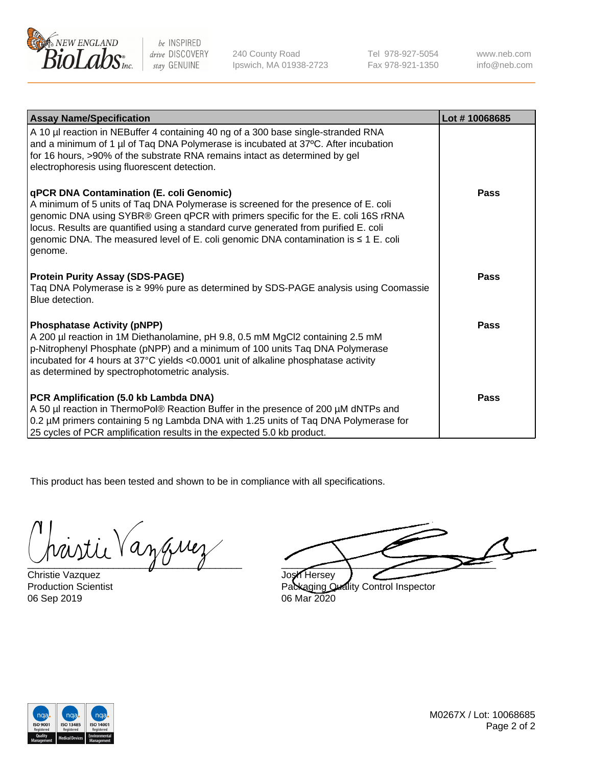| Assay Name/Specification | Lot # 10068685 |
| --- | --- |
| A 10 µl reaction in NEBuffer 4 containing 40 ng of a 300 base single-stranded RNA and a minimum of 1 µl of Taq DNA Polymerase is incubated at 37ºC. After incubation for 16 hours, >90% of the substrate RNA remains intact as determined by gel electrophoresis using fluorescent detection. | |
| **qPCR DNA Contamination (E. coli Genomic)**<br>A minimum of 5 units of Taq DNA Polymerase is screened for the presence of E. coli genomic DNA using SYBR® Green qPCR with primers specific for the E. coli 16S rRNA locus. Results are quantified using a standard curve generated from purified E. coli genomic DNA. The measured level of E. coli genomic DNA contamination is ≤ 1 E. coli genome. | **Pass** |
| **Protein Purity Assay (SDS-PAGE)**<br>Taq DNA Polymerase is ≥ 99% pure as determined by SDS-PAGE analysis using Coomassie Blue detection. | **Pass** |
| **Phosphatase Activity (pNPP)**<br>A 200 µl reaction in 1M Diethanolamine, pH 9.8, 0.5 mM $MgCl_2$ containing 2.5 mM p-Nitrophenyl Phosphate (pNPP) and a minimum of 100 units Taq DNA Polymerase incubated for 4 hours at 37°C yields <0.0001 unit of alkaline phosphatase activity as determined by spectrophotometric analysis. | **Pass** |
| **PCR Amplification (5.0 kb Lambda DNA)**<br>A 50 µl reaction in ThermoPol® Reaction Buffer in the presence of 200 µM dNTPs and 0.2 µM primers containing 5 ng Lambda DNA with 1.25 units of Taq DNA Polymerase for 25 cycles of PCR amplification results in the expected 5.0 kb product. | **Pass** |

This product has been tested and shown to be in compliance with all specifications.

Christie Vazquez
Production Scientist
06 Sep 2019

Josh Hersey
Packaging Quality Control Inspector
06 Mar 2020

M0267X / Lot: 10068685